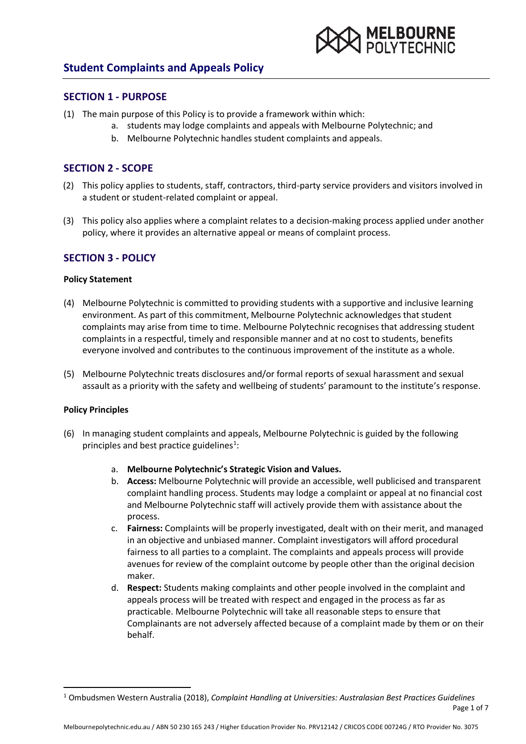# Student Complaints and Appeals Policy

## SECTION 1 - PURPOSE

(1) The main purpose of this Policy is to provide a framework within which:

a. students may lodge complaints and appeals with Melbourne Polytechnic; and
b. Melbourne Polytechnic handles student complaints and appeals.

## SECTION 2 - SCOPE

(2) This policy applies to students, staff, contractors, third-party service providers and visitors involved in a student or student-related complaint or appeal.

(3) This policy also applies where a complaint relates to a decision-making process applied under another policy, where it provides an alternative appeal or means of complaint process.

## SECTION 3 - POLICY

### Policy Statement

(4) Melbourne Polytechnic is committed to providing students with a supportive and inclusive learning environment. As part of this commitment, Melbourne Polytechnic acknowledges that student complaints may arise from time to time. Melbourne Polytechnic recognises that addressing student complaints in a respectful, timely and responsible manner and at no cost to students, benefits everyone involved and contributes to the continuous improvement of the institute as a whole.

(5) Melbourne Polytechnic treats disclosures and/or formal reports of sexual harassment and sexual assault as a priority with the safety and wellbeing of students' paramount to the institute's response.

### Policy Principles

(6) In managing student complaints and appeals, Melbourne Polytechnic is guided by the following principles and best practice guidelines[1]:

a. **Melbourne Polytechnic's Strategic Vision and Values.**
b. **Access:** Melbourne Polytechnic will provide an accessible, well publicised and transparent complaint handling process. Students may lodge a complaint or appeal at no financial cost and Melbourne Polytechnic staff will actively provide them with assistance about the process.
c. **Fairness:** Complaints will be properly investigated, dealt with on their merit, and managed in an objective and unbiased manner. Complaint investigators will afford procedural fairness to all parties to a complaint. The complaints and appeals process will provide avenues for review of the complaint outcome by people other than the original decision maker.
d. **Respect:** Students making complaints and other people involved in the complaint and appeals process will be treated with respect and engaged in the process as far as practicable. Melbourne Polytechnic will take all reasonable steps to ensure that Complainants are not adversely affected because of a complaint made by them or on their behalf.

[1] Ombudsmen Western Australia (2018), *Complaint Handling at Universities: Australasian Best Practices Guidelines*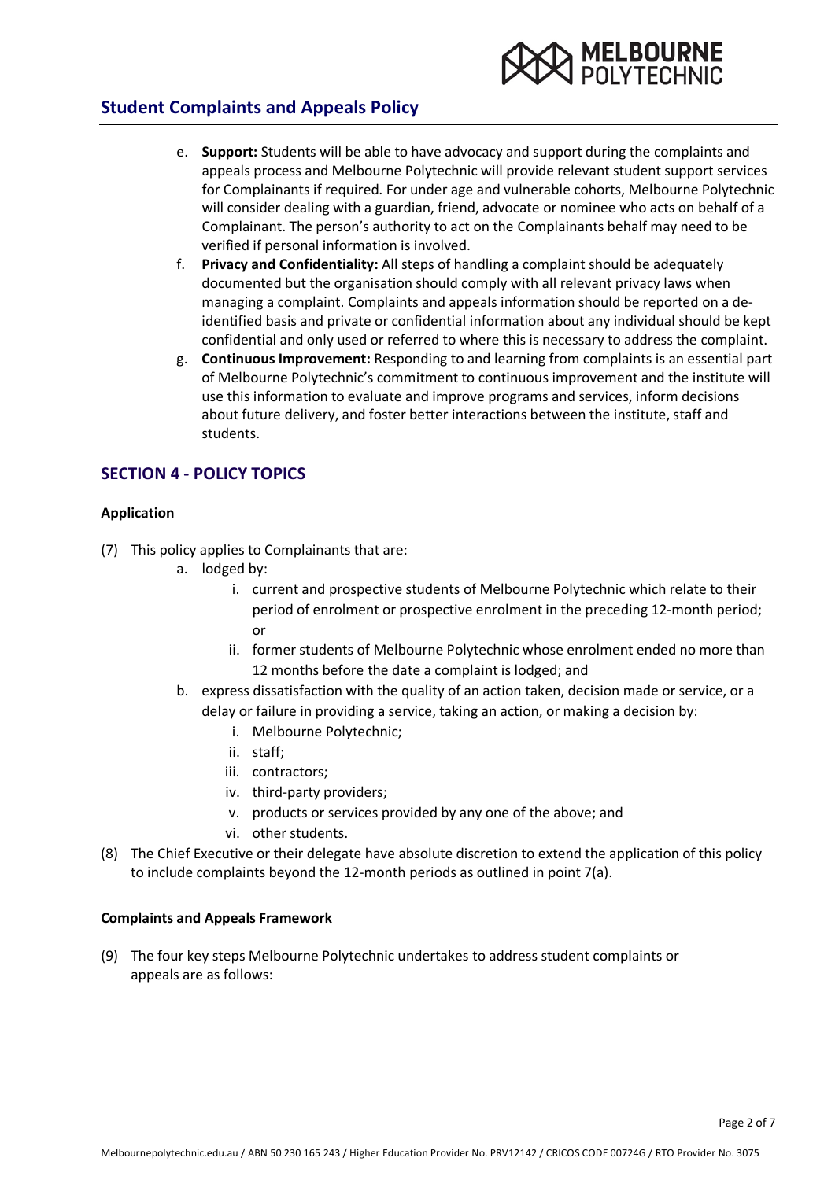e. **Support:** Students will be able to have advocacy and support during the complaints and appeals process and Melbourne Polytechnic will provide relevant student support services for Complainants if required. For under age and vulnerable cohorts, Melbourne Polytechnic will consider dealing with a guardian, friend, advocate or nominee who acts on behalf of a Complainant. The person's authority to act on the Complainants behalf may need to be verified if personal information is involved.

f. **Privacy and Confidentiality:** All steps of handling a complaint should be adequately documented but the organisation should comply with all relevant privacy laws when managing a complaint. Complaints and appeals information should be reported on a de-identified basis and private or confidential information about any individual should be kept confidential and only used or referred to where this is necessary to address the complaint.

g. **Continuous Improvement:** Responding to and learning from complaints is an essential part of Melbourne Polytechnic's commitment to continuous improvement and the institute will use this information to evaluate and improve programs and services, inform decisions about future delivery, and foster better interactions between the institute, staff and students.

## SECTION 4 - POLICY TOPICS

**Application**

(7) This policy applies to Complainants that are:

   a. lodged by:
      i. current and prospective students of Melbourne Polytechnic which relate to their period of enrolment or prospective enrolment in the preceding 12-month period; or
      ii. former students of Melbourne Polytechnic whose enrolment ended no more than 12 months before the date a complaint is lodged; and

   b. express dissatisfaction with the quality of an action taken, decision made or service, or a delay or failure in providing a service, taking an action, or making a decision by:
      i. Melbourne Polytechnic;
      ii. staff;
      iii. contractors;
      iv. third-party providers;
      v. products or services provided by any one of the above; and
      vi. other students.

(8) The Chief Executive or their delegate have absolute discretion to extend the application of this policy to include complaints beyond the 12-month periods as outlined in point 7(a).

**Complaints and Appeals Framework**

(9) The four key steps Melbourne Polytechnic undertakes to address student complaints or appeals are as follows: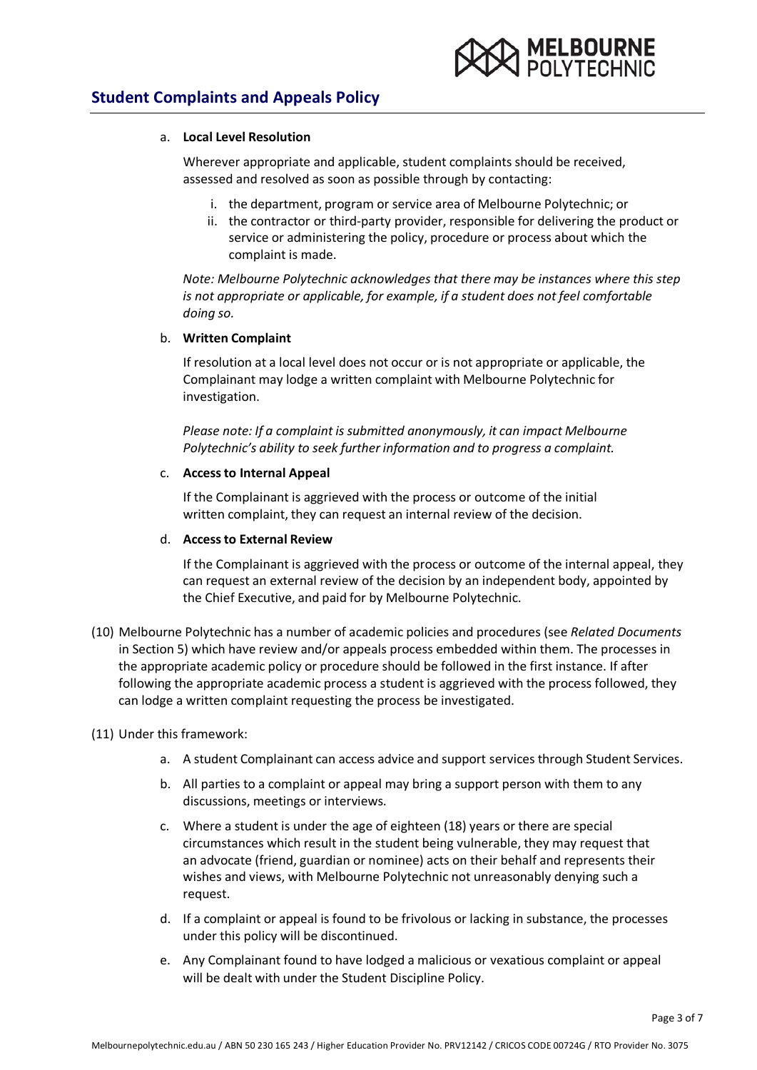a. **Local Level Resolution**

   Wherever appropriate and applicable, student complaints should be received, assessed and resolved as soon as possible through by contacting:

   i. the department, program or service area of Melbourne Polytechnic; or
   ii. the contractor or third-party provider, responsible for delivering the product or service or administering the policy, procedure or process about which the complaint is made.

   *Note: Melbourne Polytechnic acknowledges that there may be instances where this step is not appropriate or applicable, for example, if a student does not feel comfortable doing so.*

b. **Written Complaint**

   If resolution at a local level does not occur or is not appropriate or applicable, the Complainant may lodge a written complaint with Melbourne Polytechnic for investigation.

   *Please note: If a complaint is submitted anonymously, it can impact Melbourne Polytechnic's ability to seek further information and to progress a complaint.*

c. **Access to Internal Appeal**

   If the Complainant is aggrieved with the process or outcome of the initial written complaint, they can request an internal review of the decision.

d. **Access to External Review**

   If the Complainant is aggrieved with the process or outcome of the internal appeal, they can request an external review of the decision by an independent body, appointed by the Chief Executive, and paid for by Melbourne Polytechnic.

(10) Melbourne Polytechnic has a number of academic policies and procedures (see *Related Documents* in Section 5) which have review and/or appeals process embedded within them. The processes in the appropriate academic policy or procedure should be followed in the first instance. If after following the appropriate academic process a student is aggrieved with the process followed, they can lodge a written complaint requesting the process be investigated.

(11) Under this framework:

a. A student Complainant can access advice and support services through Student Services.

b. All parties to a complaint or appeal may bring a support person with them to any discussions, meetings or interviews.

c. Where a student is under the age of eighteen (18) years or there are special circumstances which result in the student being vulnerable, they may request that an advocate (friend, guardian or nominee) acts on their behalf and represents their wishes and views, with Melbourne Polytechnic not unreasonably denying such a request.

d. If a complaint or appeal is found to be frivolous or lacking in substance, the processes under this policy will be discontinued.

e. Any Complainant found to have lodged a malicious or vexatious complaint or appeal will be dealt with under the Student Discipline Policy.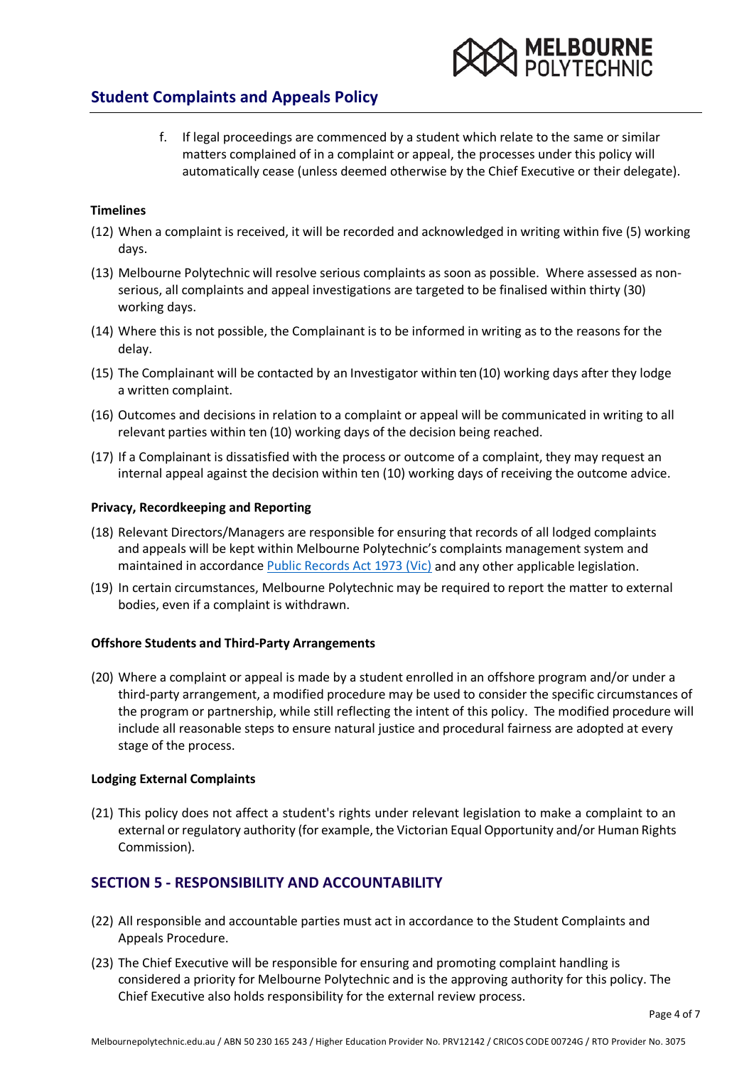f. If legal proceedings are commenced by a student which relate to the same or similar matters complained of in a complaint or appeal, the processes under this policy will automatically cease (unless deemed otherwise by the Chief Executive or their delegate).

**Timelines**

(12) When a complaint is received, it will be recorded and acknowledged in writing within five (5) working days.

(13) Melbourne Polytechnic will resolve serious complaints as soon as possible. Where assessed as non-serious, all complaints and appeal investigations are targeted to be finalised within thirty (30) working days.

(14) Where this is not possible, the Complainant is to be informed in writing as to the reasons for the delay.

(15) The Complainant will be contacted by an Investigator within ten (10) working days after they lodge a written complaint.

(16) Outcomes and decisions in relation to a complaint or appeal will be communicated in writing to all relevant parties within ten (10) working days of the decision being reached.

(17) If a Complainant is dissatisfied with the process or outcome of a complaint, they may request an internal appeal against the decision within ten (10) working days of receiving the outcome advice.

**Privacy, Recordkeeping and Reporting**

(18) Relevant Directors/Managers are responsible for ensuring that records of all lodged complaints and appeals will be kept within Melbourne Polytechnic's complaints management system and maintained in accordance Public Records Act 1973 (Vic) and any other applicable legislation.

(19) In certain circumstances, Melbourne Polytechnic may be required to report the matter to external bodies, even if a complaint is withdrawn.

**Offshore Students and Third-Party Arrangements**

(20) Where a complaint or appeal is made by a student enrolled in an offshore program and/or under a third-party arrangement, a modified procedure may be used to consider the specific circumstances of the program or partnership, while still reflecting the intent of this policy. The modified procedure will include all reasonable steps to ensure natural justice and procedural fairness are adopted at every stage of the process.

**Lodging External Complaints**

(21) This policy does not affect a student's rights under relevant legislation to make a complaint to an external or regulatory authority (for example, the Victorian Equal Opportunity and/or Human Rights Commission).

## SECTION 5 - RESPONSIBILITY AND ACCOUNTABILITY

(22) All responsible and accountable parties must act in accordance to the Student Complaints and Appeals Procedure.

(23) The Chief Executive will be responsible for ensuring and promoting complaint handling is considered a priority for Melbourne Polytechnic and is the approving authority for this policy. The Chief Executive also holds responsibility for the external review process.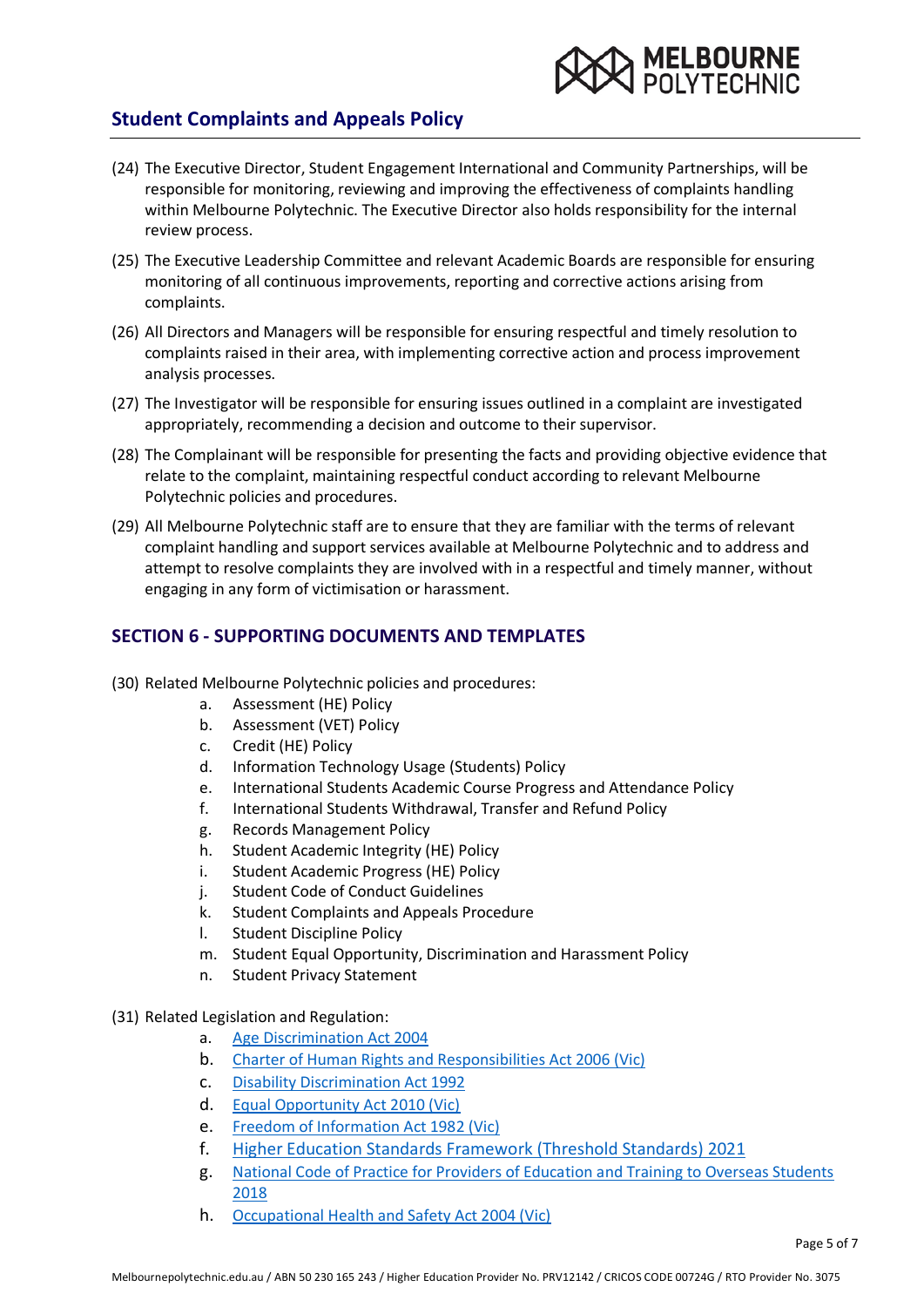(24) The Executive Director, Student Engagement International and Community Partnerships, will be responsible for monitoring, reviewing and improving the effectiveness of complaints handling within Melbourne Polytechnic. The Executive Director also holds responsibility for the internal review process.

(25) The Executive Leadership Committee and relevant Academic Boards are responsible for ensuring monitoring of all continuous improvements, reporting and corrective actions arising from complaints.

(26) All Directors and Managers will be responsible for ensuring respectful and timely resolution to complaints raised in their area, with implementing corrective action and process improvement analysis processes.

(27) The Investigator will be responsible for ensuring issues outlined in a complaint are investigated appropriately, recommending a decision and outcome to their supervisor.

(28) The Complainant will be responsible for presenting the facts and providing objective evidence that relate to the complaint, maintaining respectful conduct according to relevant Melbourne Polytechnic policies and procedures.

(29) All Melbourne Polytechnic staff are to ensure that they are familiar with the terms of relevant complaint handling and support services available at Melbourne Polytechnic and to address and attempt to resolve complaints they are involved with in a respectful and timely manner, without engaging in any form of victimisation or harassment.

## SECTION 6 - SUPPORTING DOCUMENTS AND TEMPLATES

(30) Related Melbourne Polytechnic policies and procedures:

a. Assessment (HE) Policy
b. Assessment (VET) Policy
c. Credit (HE) Policy
d. Information Technology Usage (Students) Policy
e. International Students Academic Course Progress and Attendance Policy
f. International Students Withdrawal, Transfer and Refund Policy
g. Records Management Policy
h. Student Academic Integrity (HE) Policy
i. Student Academic Progress (HE) Policy
j. Student Code of Conduct Guidelines
k. Student Complaints and Appeals Procedure
l. Student Discipline Policy
m. Student Equal Opportunity, Discrimination and Harassment Policy
n. Student Privacy Statement

(31) Related Legislation and Regulation:

a. Age Discrimination Act 2004
b. Charter of Human Rights and Responsibilities Act 2006 (Vic)
c. Disability Discrimination Act 1992
d. Equal Opportunity Act 2010 (Vic)
e. Freedom of Information Act 1982 (Vic)
f. Higher Education Standards Framework (Threshold Standards) 2021
g. National Code of Practice for Providers of Education and Training to Overseas Students 2018
h. Occupational Health and Safety Act 2004 (Vic)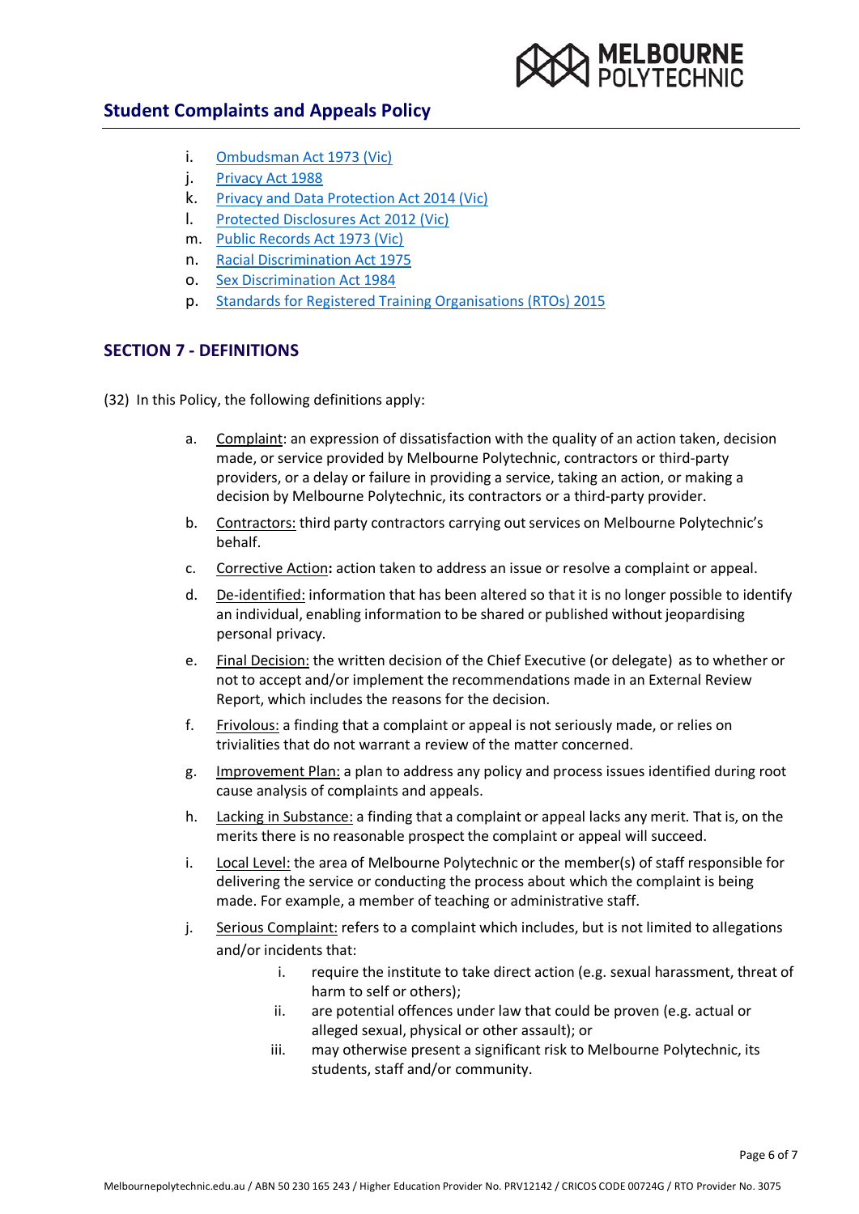i. Ombudsman Act 1973 (Vic)
j. Privacy Act 1988
k. Privacy and Data Protection Act 2014 (Vic)
l. Protected Disclosures Act 2012 (Vic)
m. Public Records Act 1973 (Vic)
n. Racial Discrimination Act 1975
o. Sex Discrimination Act 1984
p. Standards for Registered Training Organisations (RTOs) 2015

## SECTION 7 - DEFINITIONS

(32) In this Policy, the following definitions apply:

a. Complaint: an expression of dissatisfaction with the quality of an action taken, decision made, or service provided by Melbourne Polytechnic, contractors or third-party providers, or a delay or failure in providing a service, taking an action, or making a decision by Melbourne Polytechnic, its contractors or a third-party provider.
b. Contractors: third party contractors carrying out services on Melbourne Polytechnic's behalf.
c. Corrective Action**:** action taken to address an issue or resolve a complaint or appeal.
d. De-identified: information that has been altered so that it is no longer possible to identify an individual, enabling information to be shared or published without jeopardising personal privacy.
e. Final Decision: the written decision of the Chief Executive (or delegate) as to whether or not to accept and/or implement the recommendations made in an External Review Report, which includes the reasons for the decision.
f. Frivolous: a finding that a complaint or appeal is not seriously made, or relies on trivialities that do not warrant a review of the matter concerned.
g. Improvement Plan: a plan to address any policy and process issues identified during root cause analysis of complaints and appeals.
h. Lacking in Substance: a finding that a complaint or appeal lacks any merit. That is, on the merits there is no reasonable prospect the complaint or appeal will succeed.
i. Local Level: the area of Melbourne Polytechnic or the member(s) of staff responsible for delivering the service or conducting the process about which the complaint is being made. For example, a member of teaching or administrative staff.
j. Serious Complaint: refers to a complaint which includes, but is not limited to allegations and/or incidents that:
    i. require the institute to take direct action (e.g. sexual harassment, threat of harm to self or others);
    ii. are potential offences under law that could be proven (e.g. actual or alleged sexual, physical or other assault); or
    iii. may otherwise present a significant risk to Melbourne Polytechnic, its students, staff and/or community.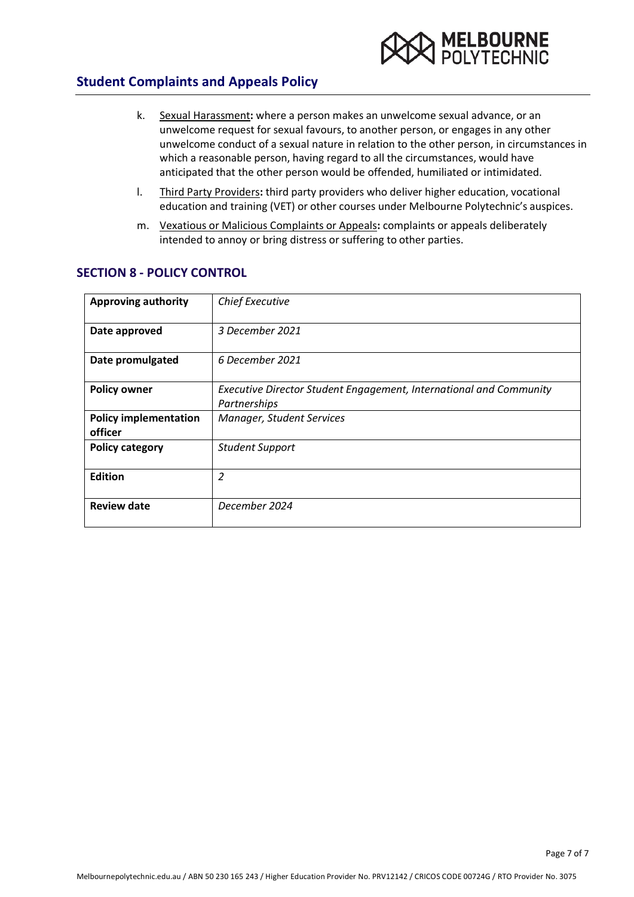k. Sexual Harassment**:** where a person makes an unwelcome sexual advance, or an unwelcome request for sexual favours, to another person, or engages in any other unwelcome conduct of a sexual nature in relation to the other person, in circumstances in which a reasonable person, having regard to all the circumstances, would have anticipated that the other person would be offended, humiliated or intimidated.

l. Third Party Providers**:** third party providers who deliver higher education, vocational education and training (VET) or other courses under Melbourne Polytechnic's auspices.

m. Vexatious or Malicious Complaints or Appeals**:** complaints or appeals deliberately intended to annoy or bring distress or suffering to other parties.

## SECTION 8 - POLICY CONTROL

| | |
|---|---|
| **Approving authority** | *Chief Executive* |
| **Date approved** | *3 December 2021* |
| **Date promulgated** | *6 December 2021* |
| **Policy owner** | *Executive Director Student Engagement, International and Community Partnerships* |
| **Policy implementation officer** | *Manager, Student Services* |
| **Policy category** | *Student Support* |
| **Edition** | *2* |
| **Review date** | *December 2024* |